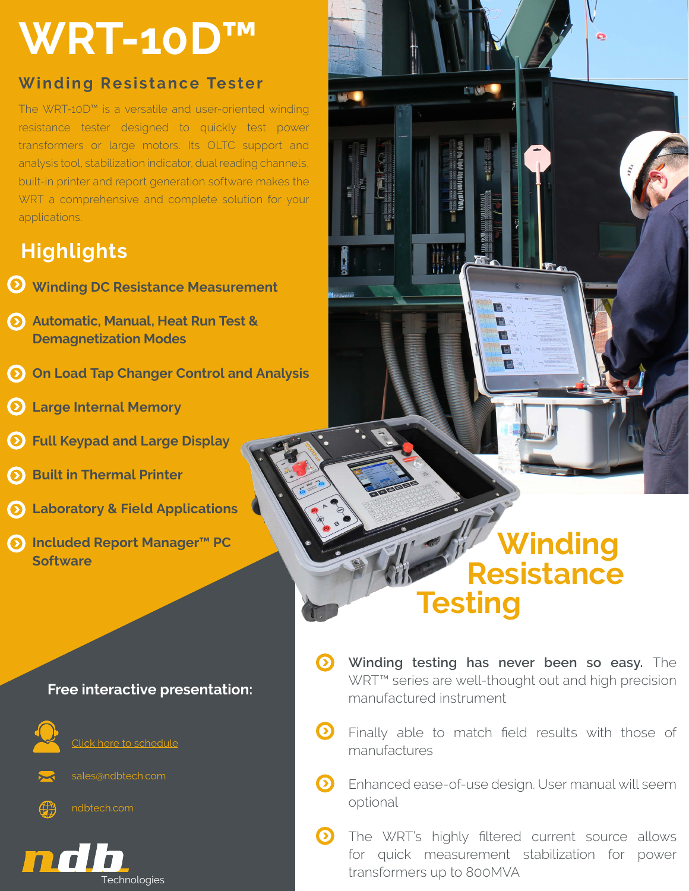# WRT-10D™

## Winding Resistance Tester

The WRT-10D™ is a versatile and user-oriented winding resistance tester designed to quickly test power transformers or large motors. Its OLTC support and analysis tool, stabilization indicator, dual reading channels, built-in printer and report generation software makes the WRT a comprehensive and complete solution for your applications.

## Highlights

- **Winding DC Resistance Measurement**
- **Automatic, Manual, Heat Run Test & Demagnetization Modes**
- **On Load Tap Changer Control and Analysis**
- **Large Internal Memory**
- **Full Keypad and Large Display**
- **Built in Thermal Printer**
- **Laboratory & Field Applications**
- **Included Report Manager™ PC Software**

**Free interactive presentation:**

Click here to schedule

sales@ndbtech.com

ndbtech.com

ndb Technologies

## Winding Resistance Testing

- **Winding testing has never been so easy.** The WRT™ series are well-thought out and high precision manufactured instrument
- Finally able to match field results with those of manufactures
- Enhanced ease-of-use design. User manual will seem optional
- The WRT's highly filtered current source allows for quick measurement stabilization for power transformers up to 800MVA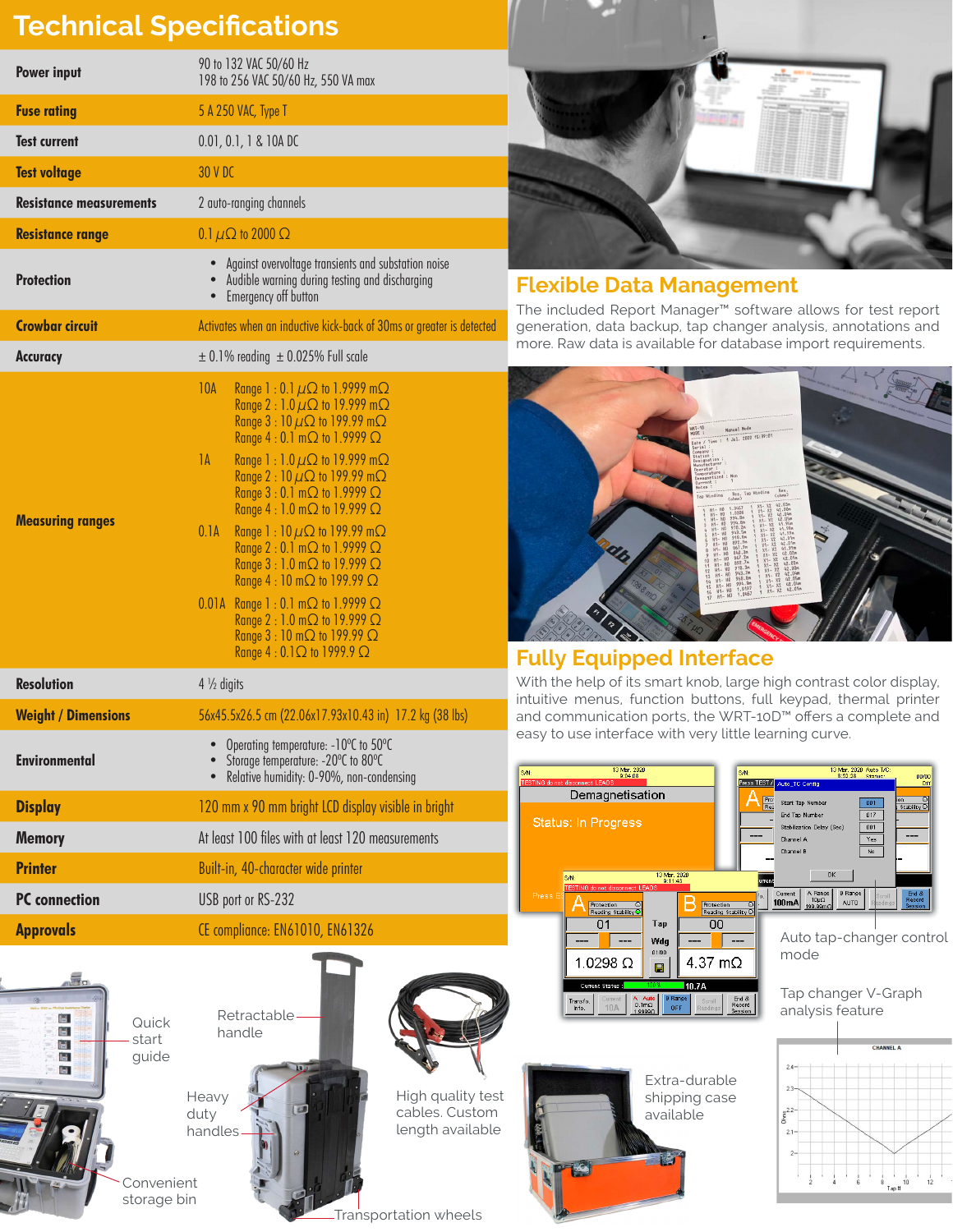# Technical Specifications

| | |
|---|---|
| **Power input** | 90 to 132 VAC 50/60 Hz<br>198 to 256 VAC 50/60 Hz, 550 VA max |
| **Fuse rating** | 5 A 250 VAC, Type T |
| **Test current** | 0.01, 0.1, 1 & 10A DC |
| **Test voltage** | 30 V DC |
| **Resistance measurements** | 2 auto-ranging channels |
| **Resistance range** | 0.1 µΩ to 2000 Ω |
| **Protection** | • Against overvoltage transients and substation noise<br>• Audible warning during testing and discharging<br>• Emergency off button |
| **Crowbar circuit** | Activates when an inductive kick-back of 30ms or greater is detected |
| **Accuracy** | ± 0.1% reading ± 0.025% Full scale |
| **Measuring ranges** | 10A Range 1 : 0.1 µΩ to 1.9999 mΩ<br>Range 2 : 1.0 µΩ to 19.999 mΩ<br>Range 3 : 10 µΩ to 199.99 mΩ<br>Range 4 : 0.1 mΩ to 1.9999 Ω<br>1A Range 1 : 1.0 µΩ to 19.999 mΩ<br>Range 2 : 10 µΩ to 199.99 mΩ<br>Range 3 : 0.1 mΩ to 1.9999 Ω<br>Range 4 : 1.0 mΩ to 19.999 Ω<br>0.1A Range 1 : 10 µΩ to 199.99 mΩ<br>Range 2 : 0.1 mΩ to 1.9999 Ω<br>Range 3 : 1.0 mΩ to 19.999 Ω<br>Range 4 : 10 mΩ to 199.99 Ω<br>0.01A Range 1 : 0.1 mΩ to 1.9999 Ω<br>Range 2 : 1.0 mΩ to 19.999 Ω<br>Range 3 : 10 mΩ to 199.99 Ω<br>Range 4 : 0.1Ω to 1999.9 Ω |
| **Resolution** | 4 ½ digits |
| **Weight / Dimensions** | 56x45.5x26.5 cm (22.06x17.93x10.43 in) 17.2 kg (38 lbs) |
| **Environmental** | • Operating temperature: -10°C to 50°C<br>• Storage temperature: -20°C to 80°C<br>• Relative humidity: 0-90%, non-condensing |
| **Display** | 120 mm x 90 mm bright LCD display visible in bright |
| **Memory** | At least 100 files with at least 120 measurements |
| **Printer** | Built-in, 40-character wide printer |
| **PC connection** | USB port or RS-232 |
| **Approvals** | CE compliance: EN61010, EN61326 |

## Flexible Data Management

The included Report Manager™ software allows for test report generation, data backup, tap changer analysis, annotations and more. Raw data is available for database import requirements.

## Fully Equipped Interface

With the help of its smart knob, large high contrast color display, intuitive menus, function buttons, full keypad, thermal printer and communication ports, the WRT-10D™ offers a complete and easy to use interface with very little learning curve.

Auto tap-changer control mode

Tap changer V-Graph analysis feature

Quick start guide

Retractable handle

Heavy duty handles

Convenient storage bin

Transportation wheels

High quality test cables. Custom length available

Extra-durable shipping case available